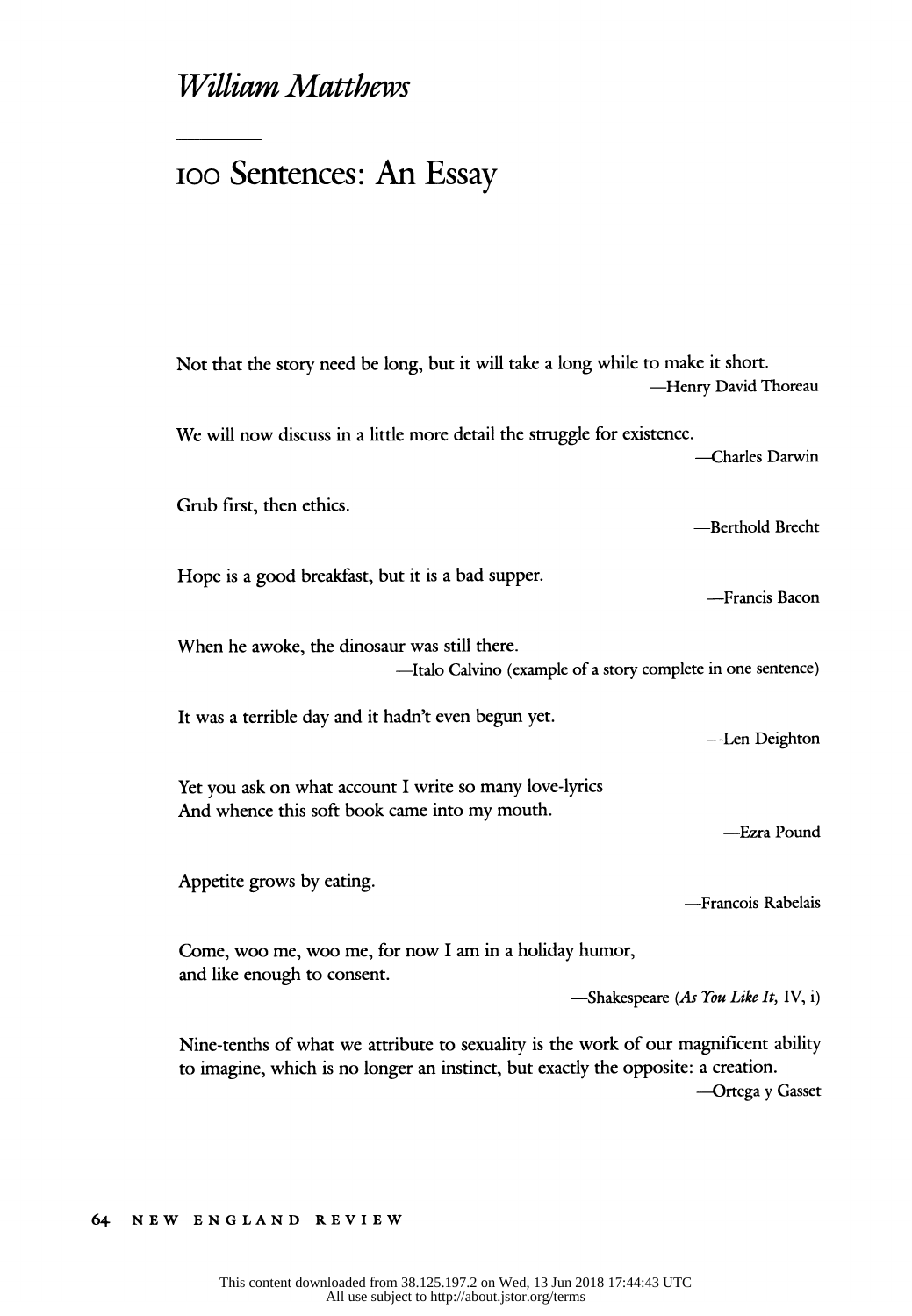*William Matthews*

# 100 Sentences: An Essay

Not that the story need be long, but it will take a long while to make it short.
—Henry David Thoreau

We will now discuss in a little more detail the struggle for existence.
—Charles Darwin

Grub first, then ethics.
—Berthold Brecht

Hope is a good breakfast, but it is a bad supper.
—Francis Bacon

When he awoke, the dinosaur was still there.
—Italo Calvino (example of a story complete in one sentence)

It was a terrible day and it hadn't even begun yet.
—Len Deighton

Yet you ask on what account I write so many love-lyrics
And whence this soft book came into my mouth.
—Ezra Pound

Appetite grows by eating.
—Francois Rabelais

Come, woo me, woo me, for now I am in a holiday humor,
and like enough to consent.
—Shakespeare (*As You Like It,* IV, i)

Nine-tenths of what we attribute to sexuality is the work of our magnificent ability to imagine, which is no longer an instinct, but exactly the opposite: a creation.
—Ortega y Gasset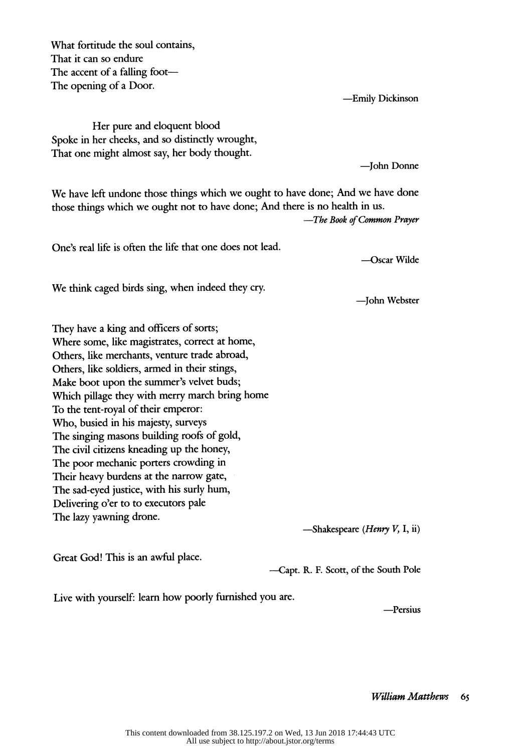What fortitude the soul contains,
That it can so endure
The accent of a falling foot—
The opening of a Door.

—Emily Dickinson

Her pure and eloquent blood
Spoke in her cheeks, and so distinctly wrought,
That one might almost say, her body thought.

—John Donne

We have left undone those things which we ought to have done; And we have done those things which we ought not to have done; And there is no health in us.

—*The Book of Common Prayer*

One's real life is often the life that one does not lead.

—Oscar Wilde

We think caged birds sing, when indeed they cry.

—John Webster

They have a king and officers of sorts;
Where some, like magistrates, correct at home,
Others, like merchants, venture trade abroad,
Others, like soldiers, armed in their stings,
Make boot upon the summer's velvet buds;
Which pillage they with merry march bring home
To the tent-royal of their emperor:
Who, busied in his majesty, surveys
The singing masons building roofs of gold,
The civil citizens kneading up the honey,
The poor mechanic porters crowding in
Their heavy burdens at the narrow gate,
The sad-eyed justice, with his surly hum,
Delivering o'er to to executors pale
The lazy yawning drone.

—Shakespeare (*Henry V*, I, ii)

Great God! This is an awful place.

—Capt. R. F. Scott, of the South Pole

Live with yourself: learn how poorly furnished you are.

—Persius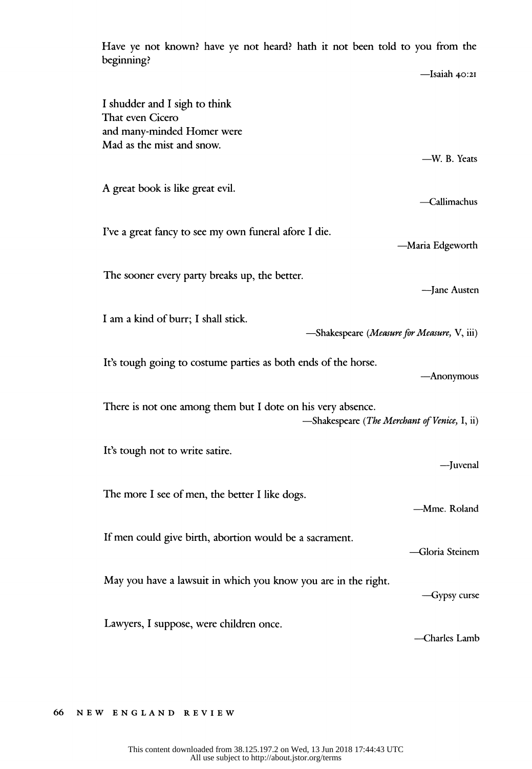Have ye not known? have ye not heard? hath it not been told to you from the beginning?

—Isaiah 40:21

I shudder and I sigh to think
That even Cicero
and many-minded Homer were
Mad as the mist and snow.

—W. B. Yeats

A great book is like great evil.

—Callimachus

I've a great fancy to see my own funeral afore I die.

—Maria Edgeworth

The sooner every party breaks up, the better.

—Jane Austen

I am a kind of burr; I shall stick.

—Shakespeare (*Measure for Measure,* V, iii)

It's tough going to costume parties as both ends of the horse.

—Anonymous

There is not one among them but I dote on his very absence.

—Shakespeare (*The Merchant of Venice,* I, ii)

It's tough not to write satire.

—Juvenal

The more I see of men, the better I like dogs.

—Mme. Roland

If men could give birth, abortion would be a sacrament.

—Gloria Steinem

May you have a lawsuit in which you know you are in the right.

—Gypsy curse

Lawyers, I suppose, were children once.

—Charles Lamb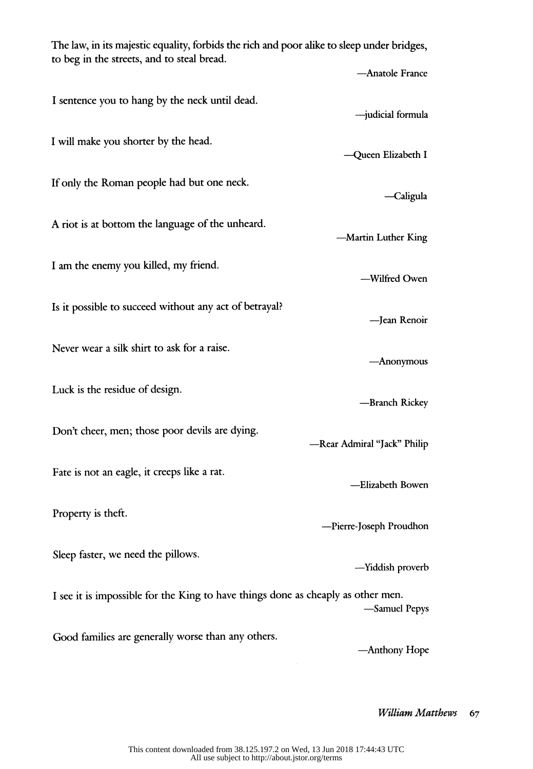The law, in its majestic equality, forbids the rich and poor alike to sleep under bridges, to beg in the streets, and to steal bread.

—Anatole France

I sentence you to hang by the neck until dead.

—judicial formula

I will make you shorter by the head.

—Queen Elizabeth I

If only the Roman people had but one neck.

—Caligula

A riot is at bottom the language of the unheard.

—Martin Luther King

I am the enemy you killed, my friend.

—Wilfred Owen

Is it possible to succeed without any act of betrayal?

—Jean Renoir

Never wear a silk shirt to ask for a raise.

—Anonymous

Luck is the residue of design.

—Branch Rickey

Don't cheer, men; those poor devils are dying.

—Rear Admiral "Jack" Philip

Fate is not an eagle, it creeps like a rat.

—Elizabeth Bowen

Property is theft.

—Pierre-Joseph Proudhon

Sleep faster, we need the pillows.

—Yiddish proverb

I see it is impossible for the King to have things done as cheaply as other men.

—Samuel Pepys

Good families are generally worse than any others.

—Anthony Hope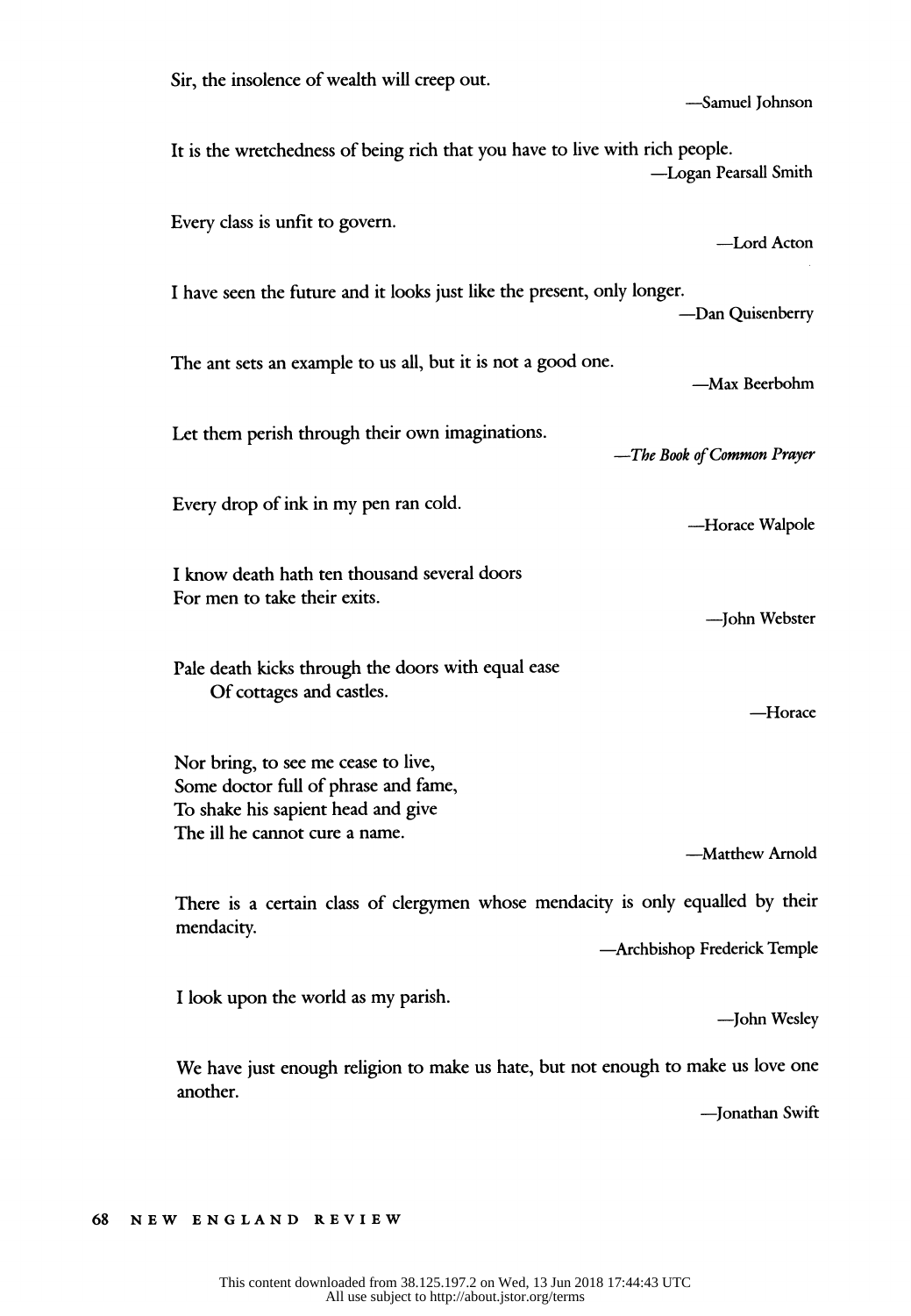Sir, the insolence of wealth will creep out.

—Samuel Johnson

It is the wretchedness of being rich that you have to live with rich people.

—Logan Pearsall Smith

Every class is unfit to govern.

—Lord Acton

I have seen the future and it looks just like the present, only longer.

—Dan Quisenberry

The ant sets an example to us all, but it is not a good one.

—Max Beerbohm

Let them perish through their own imaginations.

—*The Book of Common Prayer*

Every drop of ink in my pen ran cold.

—Horace Walpole

I know death hath ten thousand several doors  
For men to take their exits.

—John Webster

Pale death kicks through the doors with equal ease  
Of cottages and castles.

—Horace

Nor bring, to see me cease to live,  
Some doctor full of phrase and fame,  
To shake his sapient head and give  
The ill he cannot cure a name.

—Matthew Arnold

There is a certain class of clergymen whose mendacity is only equalled by their mendacity.

—Archbishop Frederick Temple

I look upon the world as my parish.

—John Wesley

We have just enough religion to make us hate, but not enough to make us love one another.

—Jonathan Swift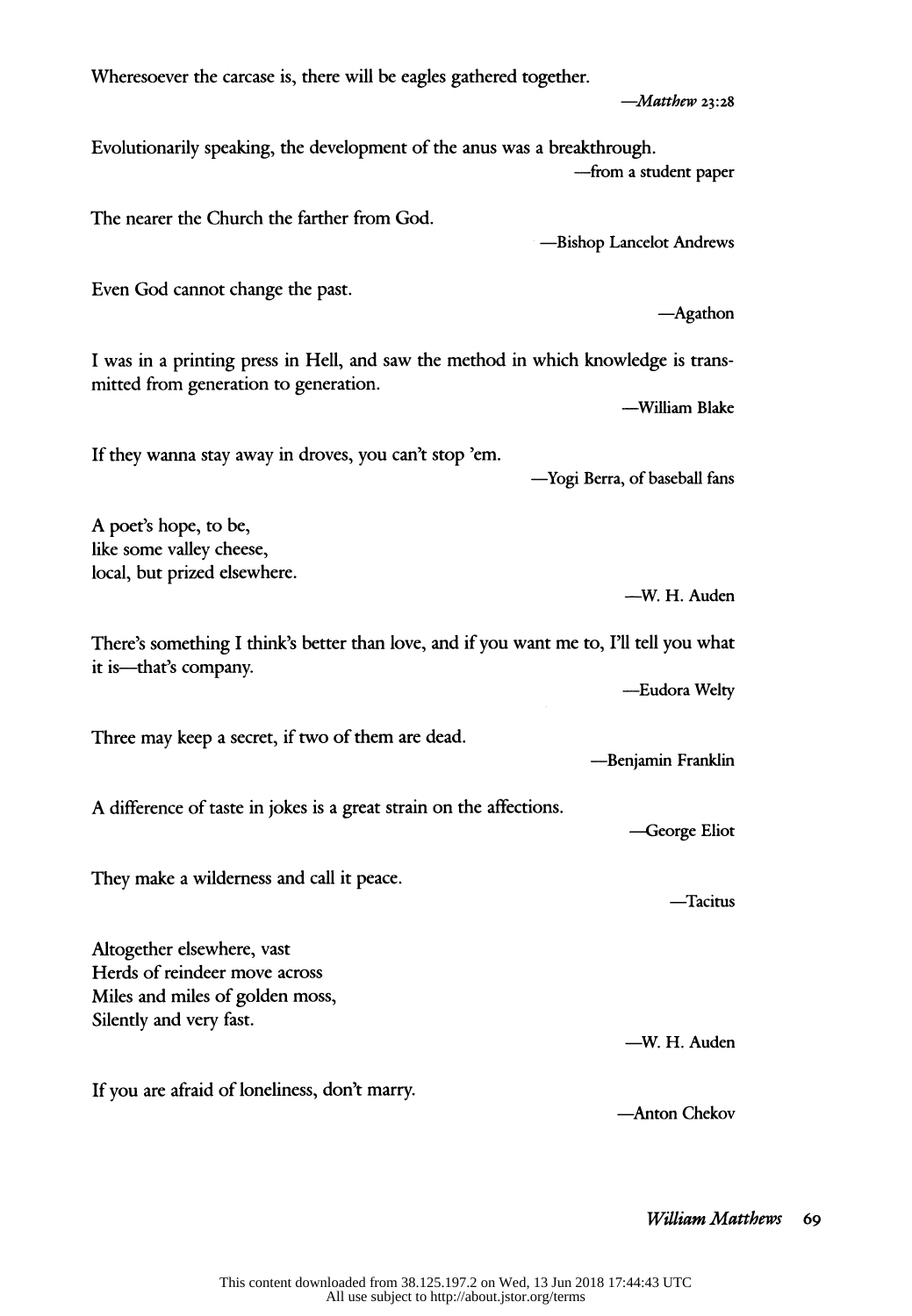Wheresoever the carcase is, there will be eagles gathered together.

—*Matthew* 23:28

Evolutionarily speaking, the development of the anus was a breakthrough.

—from a student paper

The nearer the Church the farther from God.

—Bishop Lancelot Andrews

Even God cannot change the past.

—Agathon

I was in a printing press in Hell, and saw the method in which knowledge is transmitted from generation to generation.

—William Blake

If they wanna stay away in droves, you can't stop 'em.

—Yogi Berra, of baseball fans

A poet's hope, to be,  
like some valley cheese,  
local, but prized elsewhere.

—W. H. Auden

There's something I think's better than love, and if you want me to, I'll tell you what it is—that's company.

—Eudora Welty

Three may keep a secret, if two of them are dead.

—Benjamin Franklin

A difference of taste in jokes is a great strain on the affections.

—George Eliot

They make a wilderness and call it peace.

—Tacitus

Altogether elsewhere, vast  
Herds of reindeer move across  
Miles and miles of golden moss,  
Silently and very fast.

—W. H. Auden

If you are afraid of loneliness, don't marry.

—Anton Chekov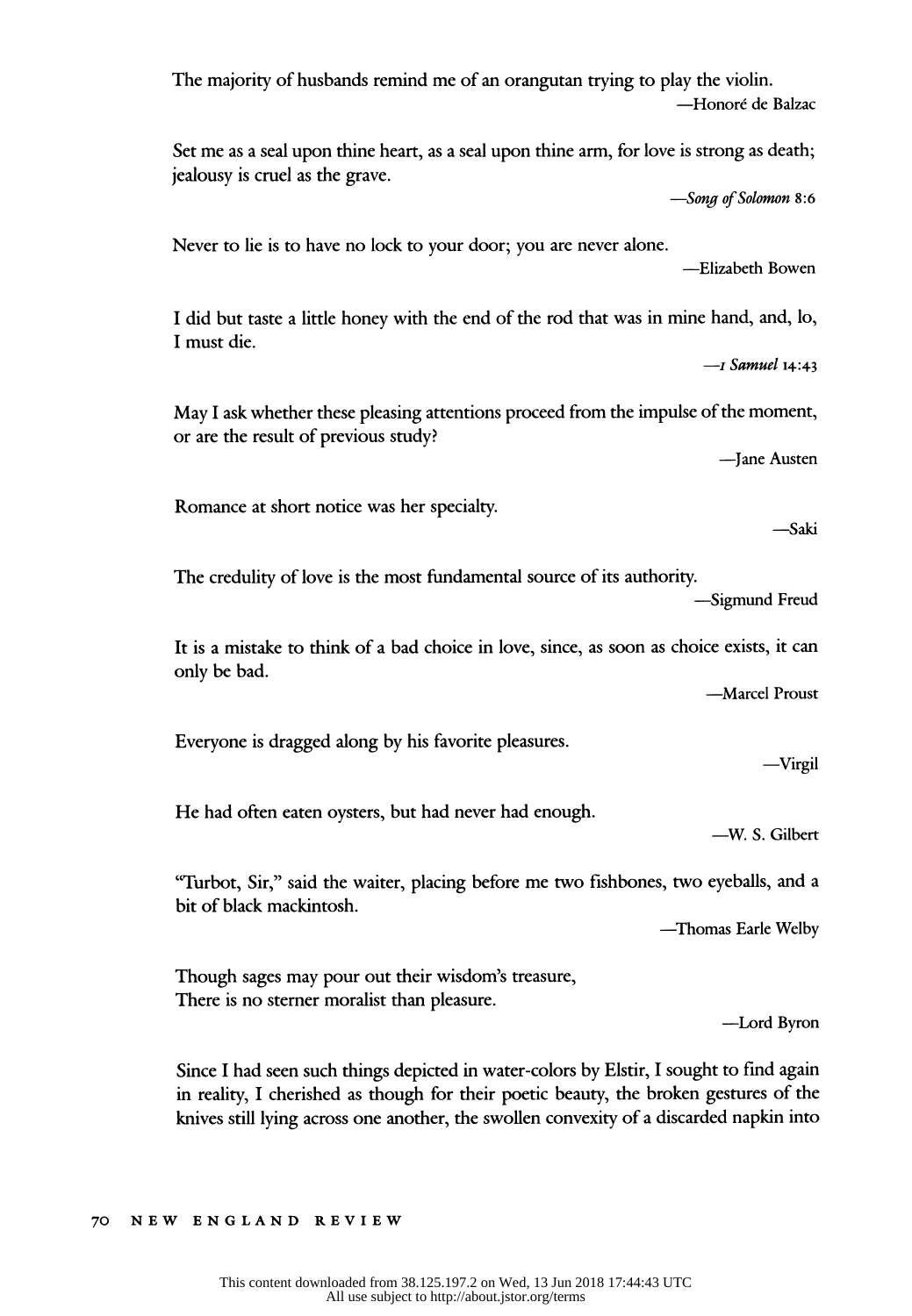The majority of husbands remind me of an orangutan trying to play the violin.

—Honoré de Balzac

Set me as a seal upon thine heart, as a seal upon thine arm, for love is strong as death; jealousy is cruel as the grave.

—*Song of Solomon* 8:6

Never to lie is to have no lock to your door; you are never alone.

—Elizabeth Bowen

I did but taste a little honey with the end of the rod that was in mine hand, and, lo, I must die.

—*1 Samuel* 14:43

May I ask whether these pleasing attentions proceed from the impulse of the moment, or are the result of previous study?

—Jane Austen

Romance at short notice was her specialty.

—Saki

The credulity of love is the most fundamental source of its authority.

—Sigmund Freud

It is a mistake to think of a bad choice in love, since, as soon as choice exists, it can only be bad.

—Marcel Proust

Everyone is dragged along by his favorite pleasures.

—Virgil

He had often eaten oysters, but had never had enough.

—W. S. Gilbert

"Turbot, Sir," said the waiter, placing before me two fishbones, two eyeballs, and a bit of black mackintosh.

—Thomas Earle Welby

Though sages may pour out their wisdom's treasure,
There is no sterner moralist than pleasure.

—Lord Byron

Since I had seen such things depicted in water-colors by Elstir, I sought to find again in reality, I cherished as though for their poetic beauty, the broken gestures of the knives still lying across one another, the swollen convexity of a discarded napkin into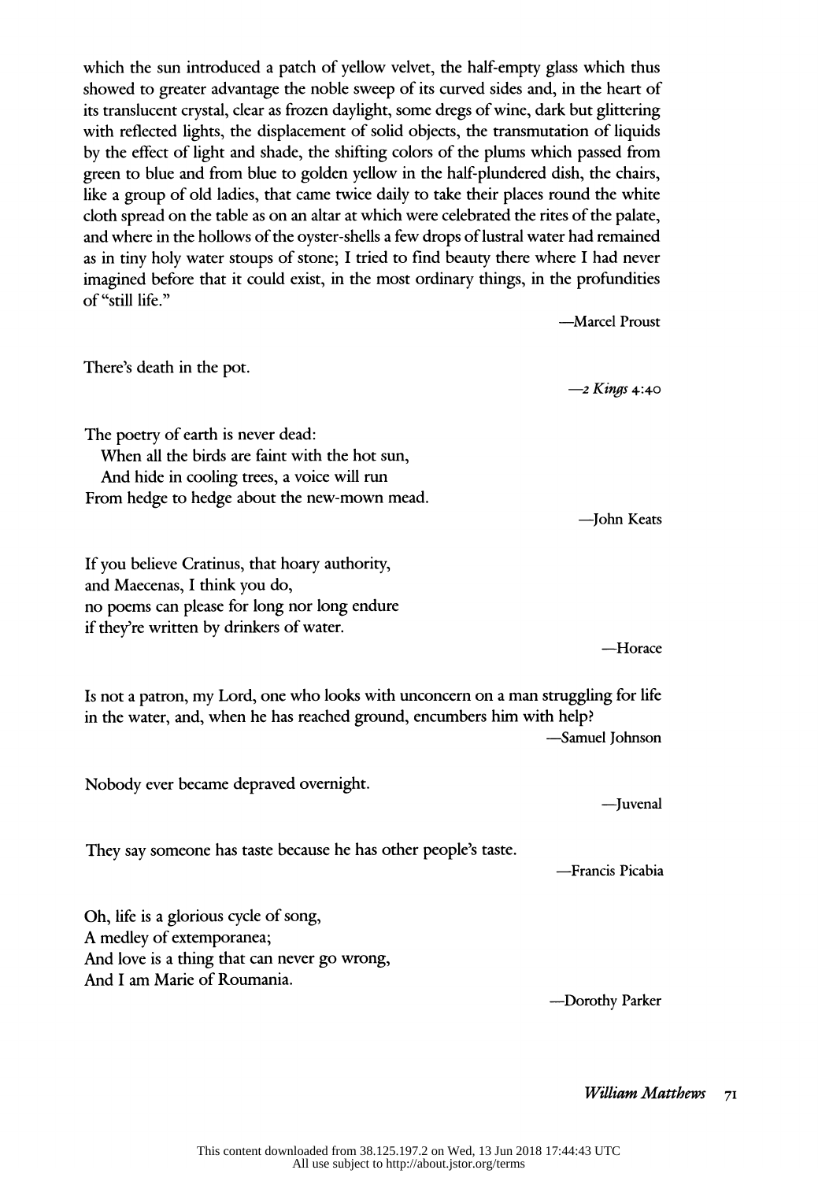which the sun introduced a patch of yellow velvet, the half-empty glass which thus showed to greater advantage the noble sweep of its curved sides and, in the heart of its translucent crystal, clear as frozen daylight, some dregs of wine, dark but glittering with reflected lights, the displacement of solid objects, the transmutation of liquids by the effect of light and shade, the shifting colors of the plums which passed from green to blue and from blue to golden yellow in the half-plundered dish, the chairs, like a group of old ladies, that came twice daily to take their places round the white cloth spread on the table as on an altar at which were celebrated the rites of the palate, and where in the hollows of the oyster-shells a few drops of lustral water had remained as in tiny holy water stoups of stone; I tried to find beauty there where I had never imagined before that it could exist, in the most ordinary things, in the profundities of "still life."

—Marcel Proust

There's death in the pot.

—*2 Kings* 4:40

The poetry of earth is never dead:
  When all the birds are faint with the hot sun,
  And hide in cooling trees, a voice will run
From hedge to hedge about the new-mown mead.

—John Keats

If you believe Cratinus, that hoary authority,
and Maecenas, I think you do,
no poems can please for long nor long endure
if they're written by drinkers of water.

—Horace

Is not a patron, my Lord, one who looks with unconcern on a man struggling for life in the water, and, when he has reached ground, encumbers him with help?

—Samuel Johnson

Nobody ever became depraved overnight.

—Juvenal

They say someone has taste because he has other people's taste.

—Francis Picabia

Oh, life is a glorious cycle of song,
A medley of extemporanea;
And love is a thing that can never go wrong,
And I am Marie of Roumania.

—Dorothy Parker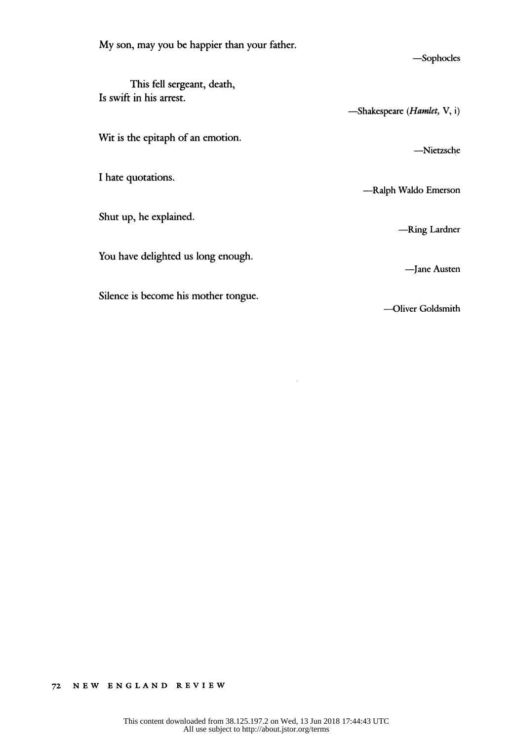My son, may you be happier than your father.

—Sophocles

This fell sergeant, death,
Is swift in his arrest.

—Shakespeare (*Hamlet,* V, i)

Wit is the epitaph of an emotion.

—Nietzsche

I hate quotations.

—Ralph Waldo Emerson

Shut up, he explained.

—Ring Lardner

You have delighted us long enough.

—Jane Austen

Silence is become his mother tongue.

—Oliver Goldsmith